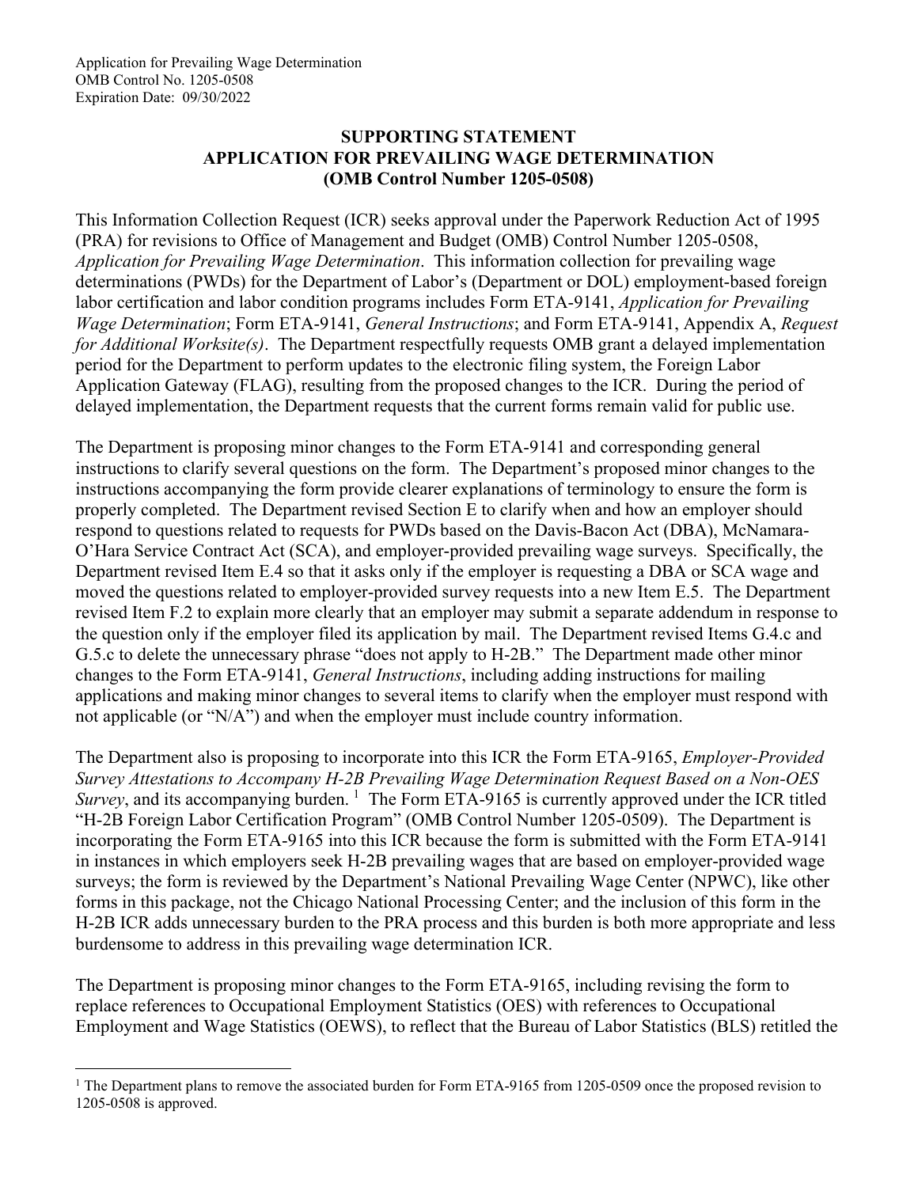Application for Prevailing Wage Determination
OMB Control No. 1205-0508
Expiration Date: 09/30/2022

# SUPPORTING STATEMENT
## APPLICATION FOR PREVAILING WAGE DETERMINATION
## (OMB Control Number 1205-0508)

This Information Collection Request (ICR) seeks approval under the Paperwork Reduction Act of 1995 (PRA) for revisions to Office of Management and Budget (OMB) Control Number 1205-0508, *Application for Prevailing Wage Determination*. This information collection for prevailing wage determinations (PWDs) for the Department of Labor's (Department or DOL) employment-based foreign labor certification and labor condition programs includes Form ETA-9141, *Application for Prevailing Wage Determination*; Form ETA-9141, *General Instructions*; and Form ETA-9141, Appendix A, *Request for Additional Worksite(s)*. The Department respectfully requests OMB grant a delayed implementation period for the Department to perform updates to the electronic filing system, the Foreign Labor Application Gateway (FLAG), resulting from the proposed changes to the ICR. During the period of delayed implementation, the Department requests that the current forms remain valid for public use.

The Department is proposing minor changes to the Form ETA-9141 and corresponding general instructions to clarify several questions on the form. The Department's proposed minor changes to the instructions accompanying the form provide clearer explanations of terminology to ensure the form is properly completed. The Department revised Section E to clarify when and how an employer should respond to questions related to requests for PWDs based on the Davis-Bacon Act (DBA), McNamara-O'Hara Service Contract Act (SCA), and employer-provided prevailing wage surveys. Specifically, the Department revised Item E.4 so that it asks only if the employer is requesting a DBA or SCA wage and moved the questions related to employer-provided survey requests into a new Item E.5. The Department revised Item F.2 to explain more clearly that an employer may submit a separate addendum in response to the question only if the employer filed its application by mail. The Department revised Items G.4.c and G.5.c to delete the unnecessary phrase "does not apply to H-2B." The Department made other minor changes to the Form ETA-9141, *General Instructions*, including adding instructions for mailing applications and making minor changes to several items to clarify when the employer must respond with not applicable (or "N/A") and when the employer must include country information.

The Department also is proposing to incorporate into this ICR the Form ETA-9165, *Employer-Provided Survey Attestations to Accompany H-2B Prevailing Wage Determination Request Based on a Non-OES Survey*, and its accompanying burden. [1] The Form ETA-9165 is currently approved under the ICR titled "H-2B Foreign Labor Certification Program" (OMB Control Number 1205-0509). The Department is incorporating the Form ETA-9165 into this ICR because the form is submitted with the Form ETA-9141 in instances in which employers seek H-2B prevailing wages that are based on employer-provided wage surveys; the form is reviewed by the Department's National Prevailing Wage Center (NPWC), like other forms in this package, not the Chicago National Processing Center; and the inclusion of this form in the H-2B ICR adds unnecessary burden to the PRA process and this burden is both more appropriate and less burdensome to address in this prevailing wage determination ICR.

The Department is proposing minor changes to the Form ETA-9165, including revising the form to replace references to Occupational Employment Statistics (OES) with references to Occupational Employment and Wage Statistics (OEWS), to reflect that the Bureau of Labor Statistics (BLS) retitled the

[1] The Department plans to remove the associated burden for Form ETA-9165 from 1205-0509 once the proposed revision to 1205-0508 is approved.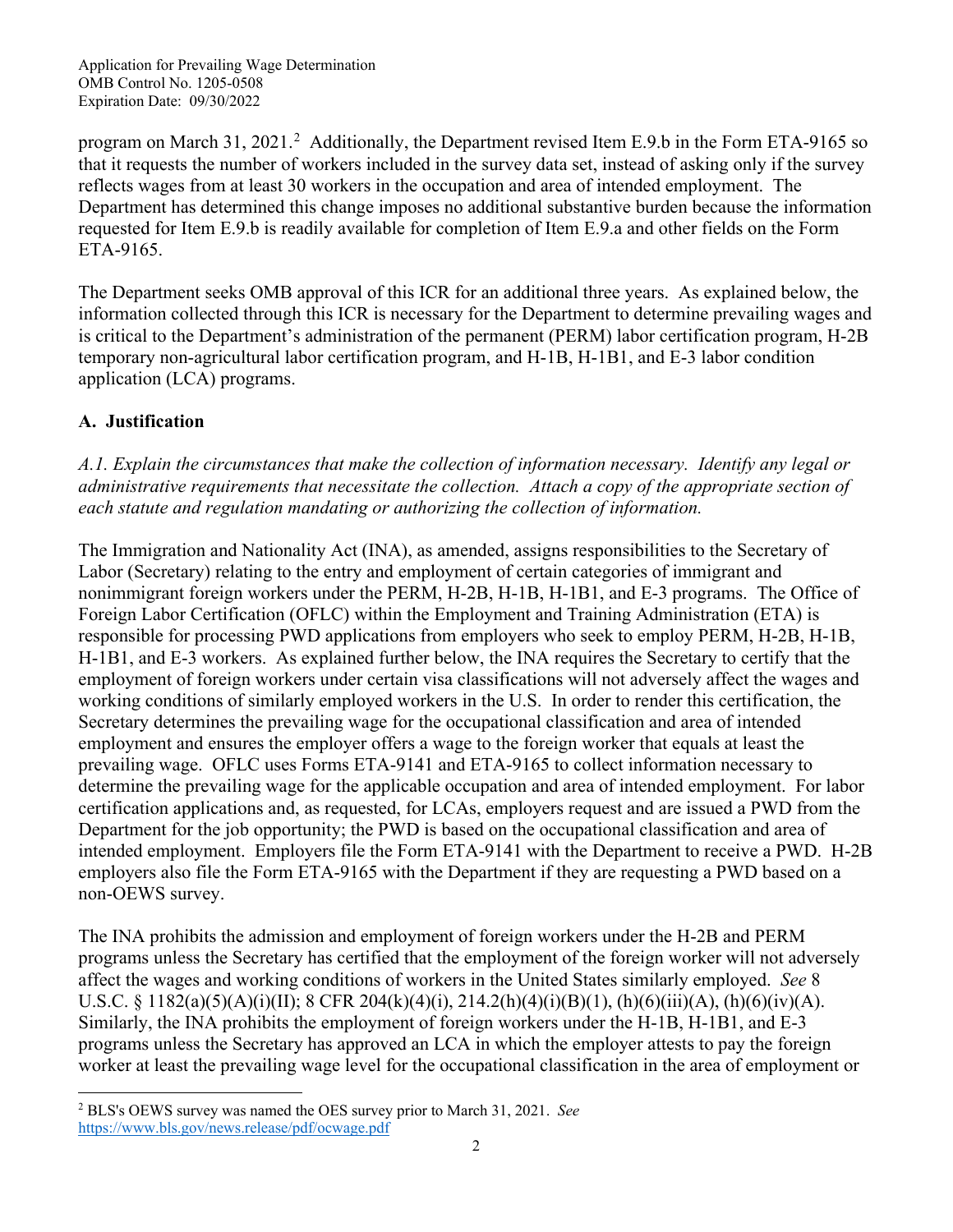program on March 31, 2021.[2] Additionally, the Department revised Item E.9.b in the Form ETA-9165 so that it requests the number of workers included in the survey data set, instead of asking only if the survey reflects wages from at least 30 workers in the occupation and area of intended employment. The Department has determined this change imposes no additional substantive burden because the information requested for Item E.9.b is readily available for completion of Item E.9.a and other fields on the Form ETA-9165.

The Department seeks OMB approval of this ICR for an additional three years. As explained below, the information collected through this ICR is necessary for the Department to determine prevailing wages and is critical to the Department's administration of the permanent (PERM) labor certification program, H-2B temporary non-agricultural labor certification program, and H-1B, H-1B1, and E-3 labor condition application (LCA) programs.

## A. Justification

*A.1. Explain the circumstances that make the collection of information necessary. Identify any legal or administrative requirements that necessitate the collection. Attach a copy of the appropriate section of each statute and regulation mandating or authorizing the collection of information.*

The Immigration and Nationality Act (INA), as amended, assigns responsibilities to the Secretary of Labor (Secretary) relating to the entry and employment of certain categories of immigrant and nonimmigrant foreign workers under the PERM, H-2B, H-1B, H-1B1, and E-3 programs. The Office of Foreign Labor Certification (OFLC) within the Employment and Training Administration (ETA) is responsible for processing PWD applications from employers who seek to employ PERM, H-2B, H-1B, H-1B1, and E-3 workers. As explained further below, the INA requires the Secretary to certify that the employment of foreign workers under certain visa classifications will not adversely affect the wages and working conditions of similarly employed workers in the U.S. In order to render this certification, the Secretary determines the prevailing wage for the occupational classification and area of intended employment and ensures the employer offers a wage to the foreign worker that equals at least the prevailing wage. OFLC uses Forms ETA-9141 and ETA-9165 to collect information necessary to determine the prevailing wage for the applicable occupation and area of intended employment. For labor certification applications and, as requested, for LCAs, employers request and are issued a PWD from the Department for the job opportunity; the PWD is based on the occupational classification and area of intended employment. Employers file the Form ETA-9141 with the Department to receive a PWD. H-2B employers also file the Form ETA-9165 with the Department if they are requesting a PWD based on a non-OEWS survey.

The INA prohibits the admission and employment of foreign workers under the H-2B and PERM programs unless the Secretary has certified that the employment of the foreign worker will not adversely affect the wages and working conditions of workers in the United States similarly employed. *See* 8 U.S.C. § 1182(a)(5)(A)(i)(II); 8 CFR 204(k)(4)(i), 214.2(h)(4)(i)(B)(1), (h)(6)(iii)(A), (h)(6)(iv)(A). Similarly, the INA prohibits the employment of foreign workers under the H-1B, H-1B1, and E-3 programs unless the Secretary has approved an LCA in which the employer attests to pay the foreign worker at least the prevailing wage level for the occupational classification in the area of employment or

---

[2] BLS's OEWS survey was named the OES survey prior to March 31, 2021. *See* https://www.bls.gov/news.release/pdf/ocwage.pdf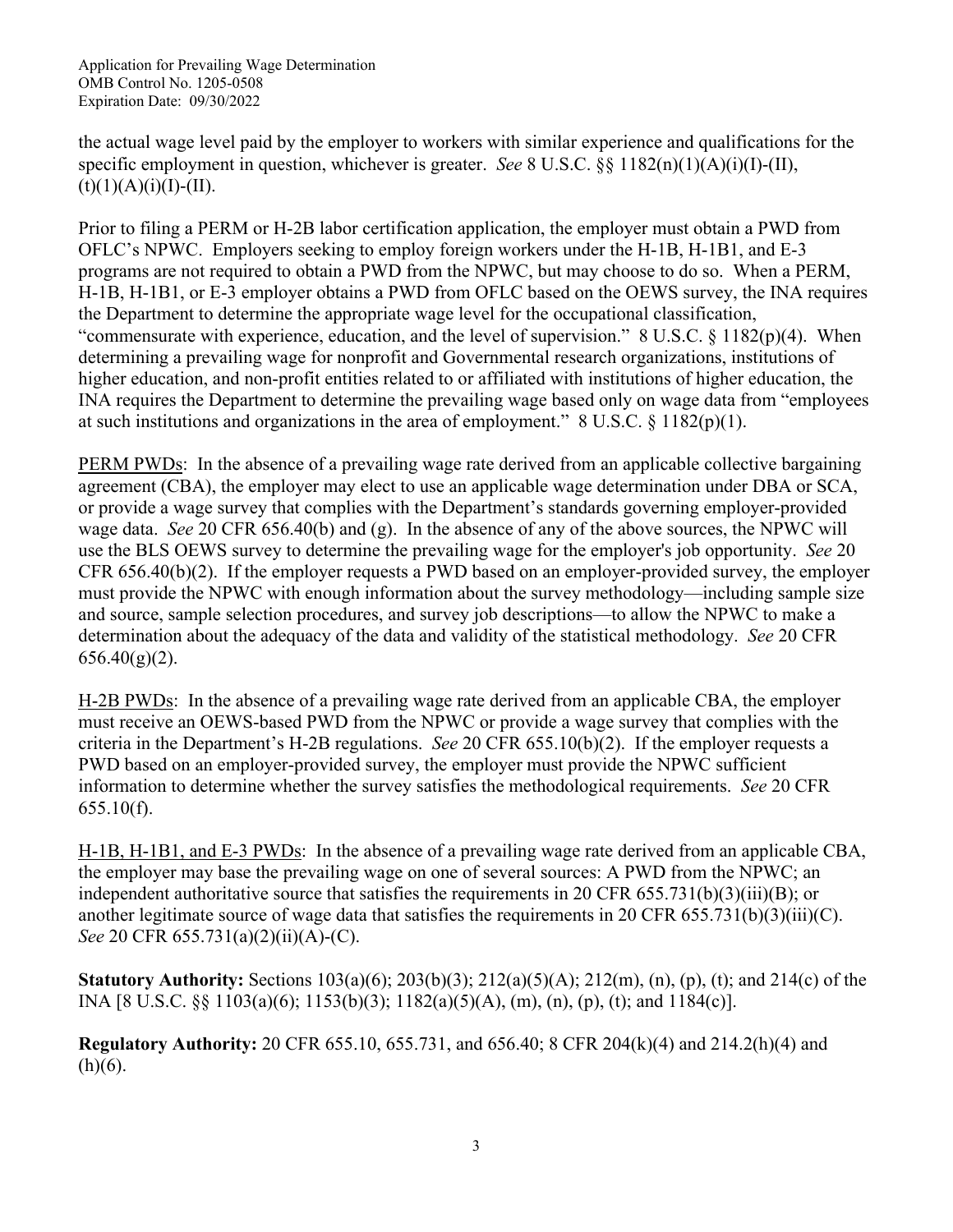the actual wage level paid by the employer to workers with similar experience and qualifications for the specific employment in question, whichever is greater. *See* 8 U.S.C. §§ 1182(n)(1)(A)(i)(I)-(II), (t)(1)(A)(i)(I)-(II).

Prior to filing a PERM or H-2B labor certification application, the employer must obtain a PWD from OFLC's NPWC. Employers seeking to employ foreign workers under the H-1B, H-1B1, and E-3 programs are not required to obtain a PWD from the NPWC, but may choose to do so. When a PERM, H-1B, H-1B1, or E-3 employer obtains a PWD from OFLC based on the OEWS survey, the INA requires the Department to determine the appropriate wage level for the occupational classification, "commensurate with experience, education, and the level of supervision." 8 U.S.C. § 1182(p)(4). When determining a prevailing wage for nonprofit and Governmental research organizations, institutions of higher education, and non-profit entities related to or affiliated with institutions of higher education, the INA requires the Department to determine the prevailing wage based only on wage data from "employees at such institutions and organizations in the area of employment." 8 U.S.C. § 1182(p)(1).

<u>PERM PWDs</u>: In the absence of a prevailing wage rate derived from an applicable collective bargaining agreement (CBA), the employer may elect to use an applicable wage determination under DBA or SCA, or provide a wage survey that complies with the Department's standards governing employer-provided wage data. *See* 20 CFR 656.40(b) and (g). In the absence of any of the above sources, the NPWC will use the BLS OEWS survey to determine the prevailing wage for the employer's job opportunity. *See* 20 CFR 656.40(b)(2). If the employer requests a PWD based on an employer-provided survey, the employer must provide the NPWC with enough information about the survey methodology—including sample size and source, sample selection procedures, and survey job descriptions—to allow the NPWC to make a determination about the adequacy of the data and validity of the statistical methodology. *See* 20 CFR 656.40(g)(2).

<u>H-2B PWDs</u>: In the absence of a prevailing wage rate derived from an applicable CBA, the employer must receive an OEWS-based PWD from the NPWC or provide a wage survey that complies with the criteria in the Department's H-2B regulations. *See* 20 CFR 655.10(b)(2). If the employer requests a PWD based on an employer-provided survey, the employer must provide the NPWC sufficient information to determine whether the survey satisfies the methodological requirements. *See* 20 CFR 655.10(f).

<u>H-1B, H-1B1, and E-3 PWDs</u>: In the absence of a prevailing wage rate derived from an applicable CBA, the employer may base the prevailing wage on one of several sources: A PWD from the NPWC; an independent authoritative source that satisfies the requirements in 20 CFR 655.731(b)(3)(iii)(B); or another legitimate source of wage data that satisfies the requirements in 20 CFR 655.731(b)(3)(iii)(C). *See* 20 CFR 655.731(a)(2)(ii)(A)-(C).

**Statutory Authority:** Sections 103(a)(6); 203(b)(3); 212(a)(5)(A); 212(m), (n), (p), (t); and 214(c) of the INA [8 U.S.C. §§ 1103(a)(6); 1153(b)(3); 1182(a)(5)(A), (m), (n), (p), (t); and 1184(c)].

**Regulatory Authority:** 20 CFR 655.10, 655.731, and 656.40; 8 CFR 204(k)(4) and 214.2(h)(4) and (h)(6).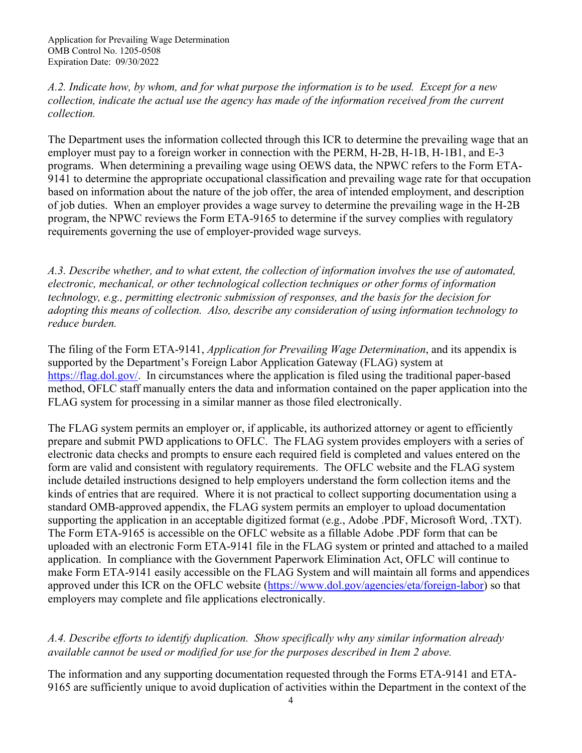*A.2. Indicate how, by whom, and for what purpose the information is to be used. Except for a new collection, indicate the actual use the agency has made of the information received from the current collection.*

The Department uses the information collected through this ICR to determine the prevailing wage that an employer must pay to a foreign worker in connection with the PERM, H-2B, H-1B, H-1B1, and E-3 programs. When determining a prevailing wage using OEWS data, the NPWC refers to the Form ETA-9141 to determine the appropriate occupational classification and prevailing wage rate for that occupation based on information about the nature of the job offer, the area of intended employment, and description of job duties. When an employer provides a wage survey to determine the prevailing wage in the H-2B program, the NPWC reviews the Form ETA-9165 to determine if the survey complies with regulatory requirements governing the use of employer-provided wage surveys.

*A.3. Describe whether, and to what extent, the collection of information involves the use of automated, electronic, mechanical, or other technological collection techniques or other forms of information technology, e.g., permitting electronic submission of responses, and the basis for the decision for adopting this means of collection. Also, describe any consideration of using information technology to reduce burden.*

The filing of the Form ETA-9141, *Application for Prevailing Wage Determination*, and its appendix is supported by the Department's Foreign Labor Application Gateway (FLAG) system at https://flag.dol.gov/. In circumstances where the application is filed using the traditional paper-based method, OFLC staff manually enters the data and information contained on the paper application into the FLAG system for processing in a similar manner as those filed electronically.

The FLAG system permits an employer or, if applicable, its authorized attorney or agent to efficiently prepare and submit PWD applications to OFLC. The FLAG system provides employers with a series of electronic data checks and prompts to ensure each required field is completed and values entered on the form are valid and consistent with regulatory requirements. The OFLC website and the FLAG system include detailed instructions designed to help employers understand the form collection items and the kinds of entries that are required. Where it is not practical to collect supporting documentation using a standard OMB-approved appendix, the FLAG system permits an employer to upload documentation supporting the application in an acceptable digitized format (e.g., Adobe .PDF, Microsoft Word, .TXT). The Form ETA-9165 is accessible on the OFLC website as a fillable Adobe .PDF form that can be uploaded with an electronic Form ETA-9141 file in the FLAG system or printed and attached to a mailed application. In compliance with the Government Paperwork Elimination Act, OFLC will continue to make Form ETA-9141 easily accessible on the FLAG System and will maintain all forms and appendices approved under this ICR on the OFLC website (https://www.dol.gov/agencies/eta/foreign-labor) so that employers may complete and file applications electronically.

*A.4. Describe efforts to identify duplication. Show specifically why any similar information already available cannot be used or modified for use for the purposes described in Item 2 above.*

The information and any supporting documentation requested through the Forms ETA-9141 and ETA-9165 are sufficiently unique to avoid duplication of activities within the Department in the context of the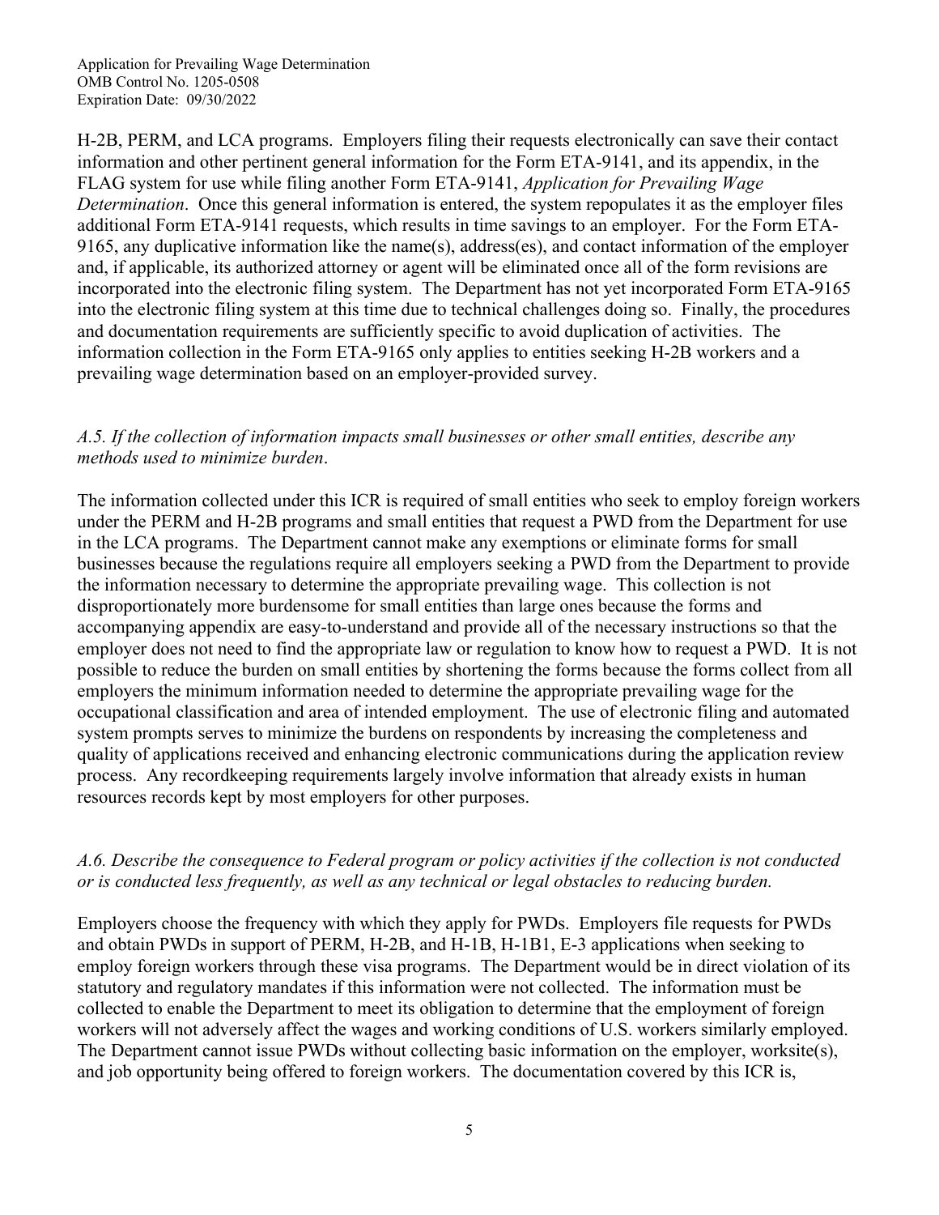H-2B, PERM, and LCA programs. Employers filing their requests electronically can save their contact information and other pertinent general information for the Form ETA-9141, and its appendix, in the FLAG system for use while filing another Form ETA-9141, *Application for Prevailing Wage Determination*. Once this general information is entered, the system repopulates it as the employer files additional Form ETA-9141 requests, which results in time savings to an employer. For the Form ETA-9165, any duplicative information like the name(s), address(es), and contact information of the employer and, if applicable, its authorized attorney or agent will be eliminated once all of the form revisions are incorporated into the electronic filing system. The Department has not yet incorporated Form ETA-9165 into the electronic filing system at this time due to technical challenges doing so. Finally, the procedures and documentation requirements are sufficiently specific to avoid duplication of activities. The information collection in the Form ETA-9165 only applies to entities seeking H-2B workers and a prevailing wage determination based on an employer-provided survey.

*A.5. If the collection of information impacts small businesses or other small entities, describe any methods used to minimize burden*.

The information collected under this ICR is required of small entities who seek to employ foreign workers under the PERM and H-2B programs and small entities that request a PWD from the Department for use in the LCA programs. The Department cannot make any exemptions or eliminate forms for small businesses because the regulations require all employers seeking a PWD from the Department to provide the information necessary to determine the appropriate prevailing wage. This collection is not disproportionately more burdensome for small entities than large ones because the forms and accompanying appendix are easy-to-understand and provide all of the necessary instructions so that the employer does not need to find the appropriate law or regulation to know how to request a PWD. It is not possible to reduce the burden on small entities by shortening the forms because the forms collect from all employers the minimum information needed to determine the appropriate prevailing wage for the occupational classification and area of intended employment. The use of electronic filing and automated system prompts serves to minimize the burdens on respondents by increasing the completeness and quality of applications received and enhancing electronic communications during the application review process. Any recordkeeping requirements largely involve information that already exists in human resources records kept by most employers for other purposes.

*A.6. Describe the consequence to Federal program or policy activities if the collection is not conducted or is conducted less frequently, as well as any technical or legal obstacles to reducing burden.*

Employers choose the frequency with which they apply for PWDs. Employers file requests for PWDs and obtain PWDs in support of PERM, H-2B, and H-1B, H-1B1, E-3 applications when seeking to employ foreign workers through these visa programs. The Department would be in direct violation of its statutory and regulatory mandates if this information were not collected. The information must be collected to enable the Department to meet its obligation to determine that the employment of foreign workers will not adversely affect the wages and working conditions of U.S. workers similarly employed. The Department cannot issue PWDs without collecting basic information on the employer, worksite(s), and job opportunity being offered to foreign workers. The documentation covered by this ICR is,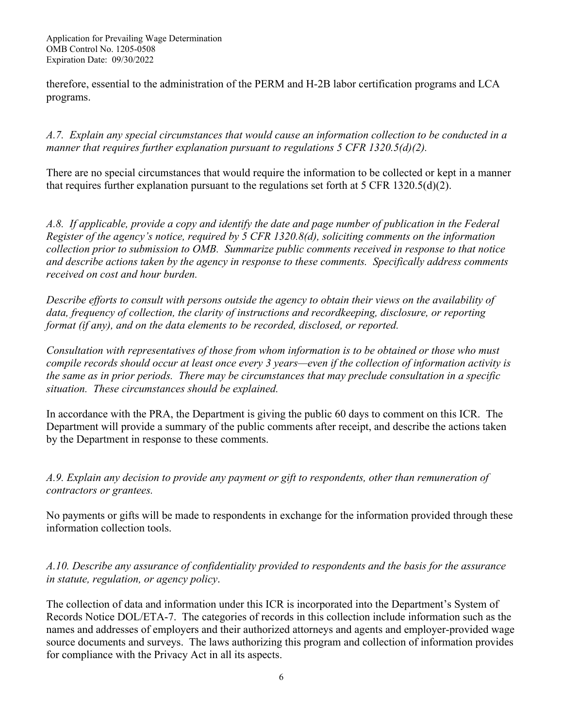therefore, essential to the administration of the PERM and H-2B labor certification programs and LCA programs.

*A.7. Explain any special circumstances that would cause an information collection to be conducted in a manner that requires further explanation pursuant to regulations 5 CFR 1320.5(d)(2).*

There are no special circumstances that would require the information to be collected or kept in a manner that requires further explanation pursuant to the regulations set forth at 5 CFR 1320.5(d)(2).

*A.8. If applicable, provide a copy and identify the date and page number of publication in the Federal Register of the agency's notice, required by 5 CFR 1320.8(d), soliciting comments on the information collection prior to submission to OMB. Summarize public comments received in response to that notice and describe actions taken by the agency in response to these comments. Specifically address comments received on cost and hour burden.*

*Describe efforts to consult with persons outside the agency to obtain their views on the availability of data, frequency of collection, the clarity of instructions and recordkeeping, disclosure, or reporting format (if any), and on the data elements to be recorded, disclosed, or reported.*

*Consultation with representatives of those from whom information is to be obtained or those who must compile records should occur at least once every 3 years—even if the collection of information activity is the same as in prior periods. There may be circumstances that may preclude consultation in a specific situation. These circumstances should be explained.*

In accordance with the PRA, the Department is giving the public 60 days to comment on this ICR. The Department will provide a summary of the public comments after receipt, and describe the actions taken by the Department in response to these comments.

*A.9. Explain any decision to provide any payment or gift to respondents, other than remuneration of contractors or grantees.*

No payments or gifts will be made to respondents in exchange for the information provided through these information collection tools.

*A.10. Describe any assurance of confidentiality provided to respondents and the basis for the assurance in statute, regulation, or agency policy.*

The collection of data and information under this ICR is incorporated into the Department's System of Records Notice DOL/ETA-7. The categories of records in this collection include information such as the names and addresses of employers and their authorized attorneys and agents and employer-provided wage source documents and surveys. The laws authorizing this program and collection of information provides for compliance with the Privacy Act in all its aspects.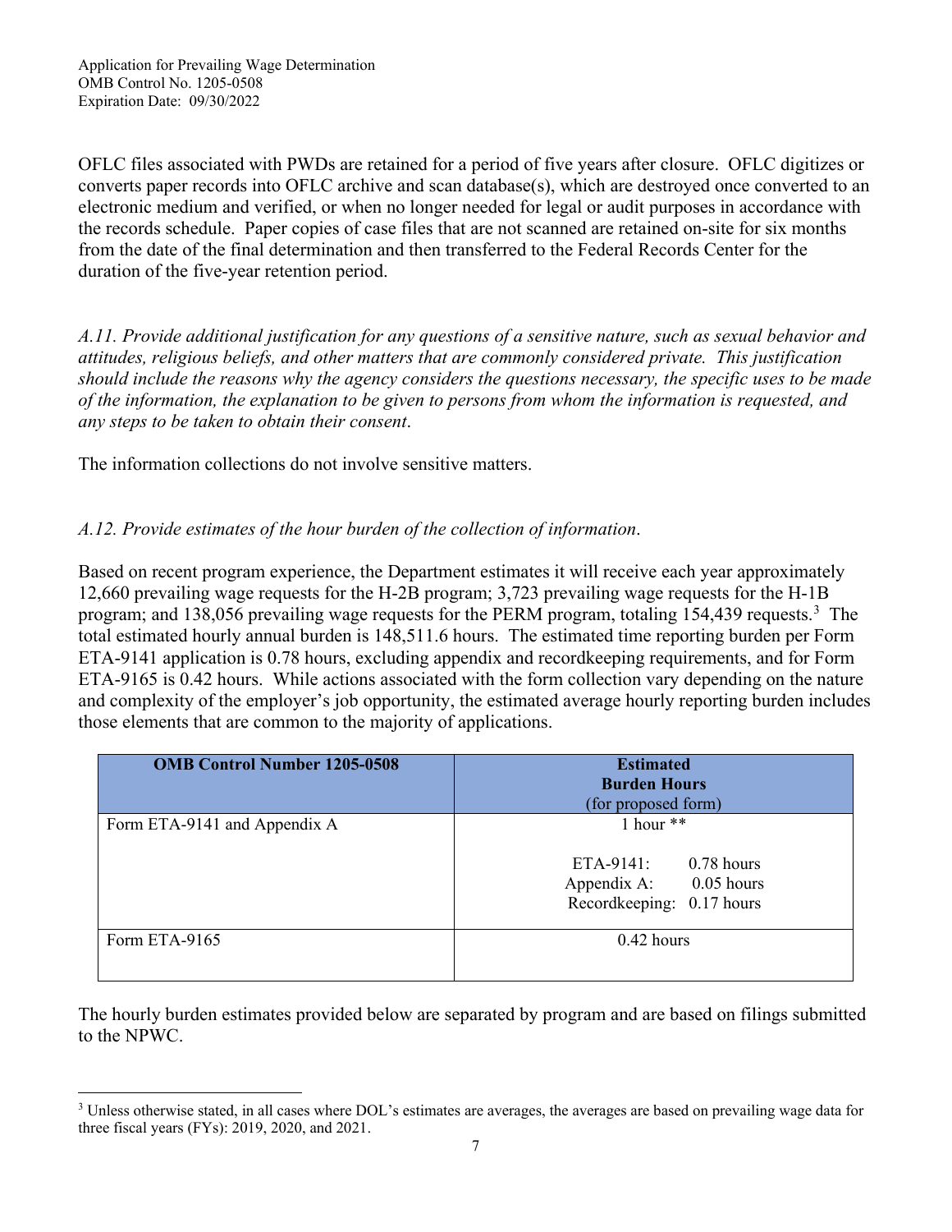OFLC files associated with PWDs are retained for a period of five years after closure. OFLC digitizes or converts paper records into OFLC archive and scan database(s), which are destroyed once converted to an electronic medium and verified, or when no longer needed for legal or audit purposes in accordance with the records schedule. Paper copies of case files that are not scanned are retained on-site for six months from the date of the final determination and then transferred to the Federal Records Center for the duration of the five-year retention period.

*A.11. Provide additional justification for any questions of a sensitive nature, such as sexual behavior and attitudes, religious beliefs, and other matters that are commonly considered private. This justification should include the reasons why the agency considers the questions necessary, the specific uses to be made of the information, the explanation to be given to persons from whom the information is requested, and any steps to be taken to obtain their consent*.

The information collections do not involve sensitive matters.

*A.12. Provide estimates of the hour burden of the collection of information*.

Based on recent program experience, the Department estimates it will receive each year approximately 12,660 prevailing wage requests for the H-2B program; 3,723 prevailing wage requests for the H-1B program; and 138,056 prevailing wage requests for the PERM program, totaling 154,439 requests.[3] The total estimated hourly annual burden is 148,511.6 hours. The estimated time reporting burden per Form ETA-9141 application is 0.78 hours, excluding appendix and recordkeeping requirements, and for Form ETA-9165 is 0.42 hours. While actions associated with the form collection vary depending on the nature and complexity of the employer's job opportunity, the estimated average hourly reporting burden includes those elements that are common to the majority of applications.

| **OMB Control Number 1205-0508** | **Estimated Burden Hours** (for proposed form) |
|---|---|
| Form ETA-9141 and Appendix A | 1 hour ** <br><br> ETA-9141: 0.78 hours <br> Appendix A: 0.05 hours <br> Recordkeeping: 0.17 hours |
| Form ETA-9165 | 0.42 hours |

The hourly burden estimates provided below are separated by program and are based on filings submitted to the NPWC.

[3] Unless otherwise stated, in all cases where DOL's estimates are averages, the averages are based on prevailing wage data for three fiscal years (FYs): 2019, 2020, and 2021.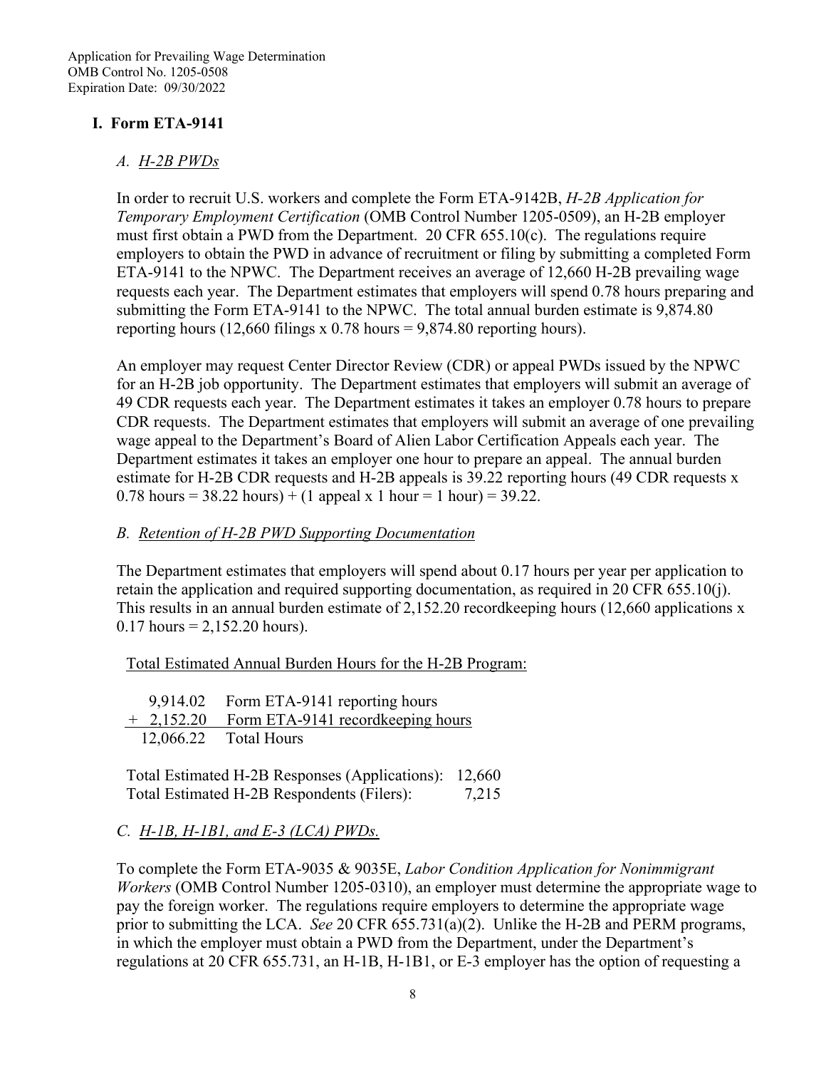## I. Form ETA-9141

### *A. H-2B PWDs*

In order to recruit U.S. workers and complete the Form ETA-9142B, *H-2B Application for Temporary Employment Certification* (OMB Control Number 1205-0509), an H-2B employer must first obtain a PWD from the Department. 20 CFR 655.10(c). The regulations require employers to obtain the PWD in advance of recruitment or filing by submitting a completed Form ETA-9141 to the NPWC. The Department receives an average of 12,660 H-2B prevailing wage requests each year. The Department estimates that employers will spend 0.78 hours preparing and submitting the Form ETA-9141 to the NPWC. The total annual burden estimate is 9,874.80 reporting hours (12,660 filings x 0.78 hours = 9,874.80 reporting hours).

An employer may request Center Director Review (CDR) or appeal PWDs issued by the NPWC for an H-2B job opportunity. The Department estimates that employers will submit an average of 49 CDR requests each year. The Department estimates it takes an employer 0.78 hours to prepare CDR requests. The Department estimates that employers will submit an average of one prevailing wage appeal to the Department's Board of Alien Labor Certification Appeals each year. The Department estimates it takes an employer one hour to prepare an appeal. The annual burden estimate for H-2B CDR requests and H-2B appeals is 39.22 reporting hours (49 CDR requests x 0.78 hours = 38.22 hours) + (1 appeal x 1 hour = 1 hour) = 39.22.

### *B. Retention of H-2B PWD Supporting Documentation*

The Department estimates that employers will spend about 0.17 hours per year per application to retain the application and required supporting documentation, as required in 20 CFR 655.10(j). This results in an annual burden estimate of 2,152.20 recordkeeping hours (12,660 applications x 0.17 hours = 2,152.20 hours).

Total Estimated Annual Burden Hours for the H-2B Program:

| | |
|---|---|
| 9,914.02 | Form ETA-9141 reporting hours |
| + 2,152.20 | Form ETA-9141 recordkeeping hours |
| 12,066.22 | Total Hours |

| | |
|---|---|
| Total Estimated H-2B Responses (Applications): | 12,660 |
| Total Estimated H-2B Respondents (Filers): | 7,215 |

### *C. H-1B, H-1B1, and E-3 (LCA) PWDs.*

To complete the Form ETA-9035 & 9035E, *Labor Condition Application for Nonimmigrant Workers* (OMB Control Number 1205-0310), an employer must determine the appropriate wage to pay the foreign worker. The regulations require employers to determine the appropriate wage prior to submitting the LCA. *See* 20 CFR 655.731(a)(2). Unlike the H-2B and PERM programs, in which the employer must obtain a PWD from the Department, under the Department's regulations at 20 CFR 655.731, an H-1B, H-1B1, or E-3 employer has the option of requesting a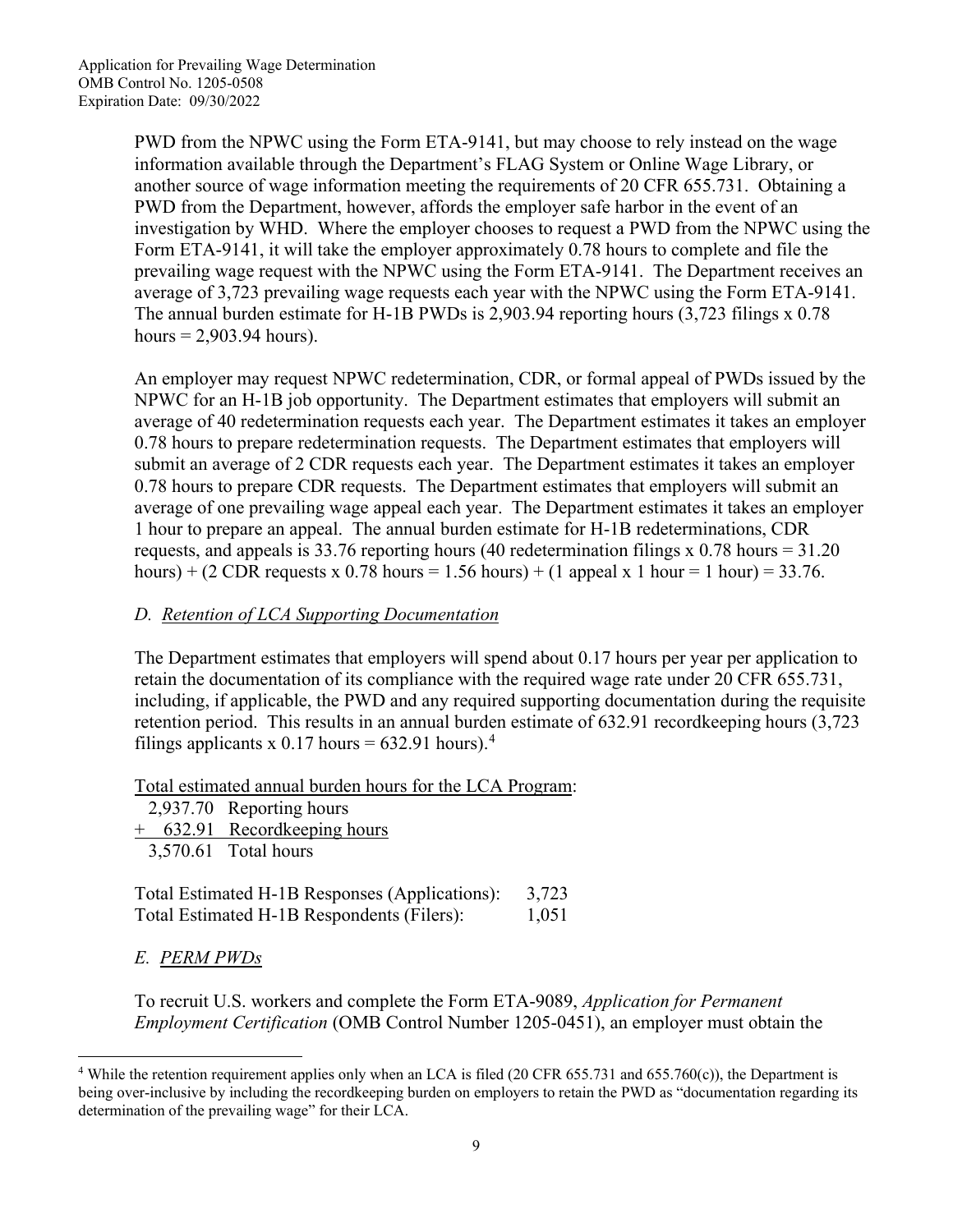PWD from the NPWC using the Form ETA-9141, but may choose to rely instead on the wage information available through the Department's FLAG System or Online Wage Library, or another source of wage information meeting the requirements of 20 CFR 655.731. Obtaining a PWD from the Department, however, affords the employer safe harbor in the event of an investigation by WHD. Where the employer chooses to request a PWD from the NPWC using the Form ETA-9141, it will take the employer approximately 0.78 hours to complete and file the prevailing wage request with the NPWC using the Form ETA-9141. The Department receives an average of 3,723 prevailing wage requests each year with the NPWC using the Form ETA-9141. The annual burden estimate for H-1B PWDs is 2,903.94 reporting hours (3,723 filings x 0.78 hours = 2,903.94 hours).

An employer may request NPWC redetermination, CDR, or formal appeal of PWDs issued by the NPWC for an H-1B job opportunity. The Department estimates that employers will submit an average of 40 redetermination requests each year. The Department estimates it takes an employer 0.78 hours to prepare redetermination requests. The Department estimates that employers will submit an average of 2 CDR requests each year. The Department estimates it takes an employer 0.78 hours to prepare CDR requests. The Department estimates that employers will submit an average of one prevailing wage appeal each year. The Department estimates it takes an employer 1 hour to prepare an appeal. The annual burden estimate for H-1B redeterminations, CDR requests, and appeals is 33.76 reporting hours (40 redetermination filings x 0.78 hours = 31.20 hours) + (2 CDR requests x 0.78 hours = 1.56 hours) + (1 appeal x 1 hour = 1 hour) = 33.76.

### *D. Retention of LCA Supporting Documentation*

The Department estimates that employers will spend about 0.17 hours per year per application to retain the documentation of its compliance with the required wage rate under 20 CFR 655.731, including, if applicable, the PWD and any required supporting documentation during the requisite retention period. This results in an annual burden estimate of 632.91 recordkeeping hours (3,723 filings applicants x 0.17 hours = 632.91 hours).[4]

Total estimated annual burden hours for the LCA Program:

| | |
|---|---|
| 2,937.70 | Reporting hours |
| + 632.91 | Recordkeeping hours |
| 3,570.61 | Total hours |

| | |
|---|---|
| Total Estimated H-1B Responses (Applications): | 3,723 |
| Total Estimated H-1B Respondents (Filers): | 1,051 |

### *E. PERM PWDs*

To recruit U.S. workers and complete the Form ETA-9089, *Application for Permanent Employment Certification* (OMB Control Number 1205-0451), an employer must obtain the

---

[4] While the retention requirement applies only when an LCA is filed (20 CFR 655.731 and 655.760(c)), the Department is being over-inclusive by including the recordkeeping burden on employers to retain the PWD as "documentation regarding its determination of the prevailing wage" for their LCA.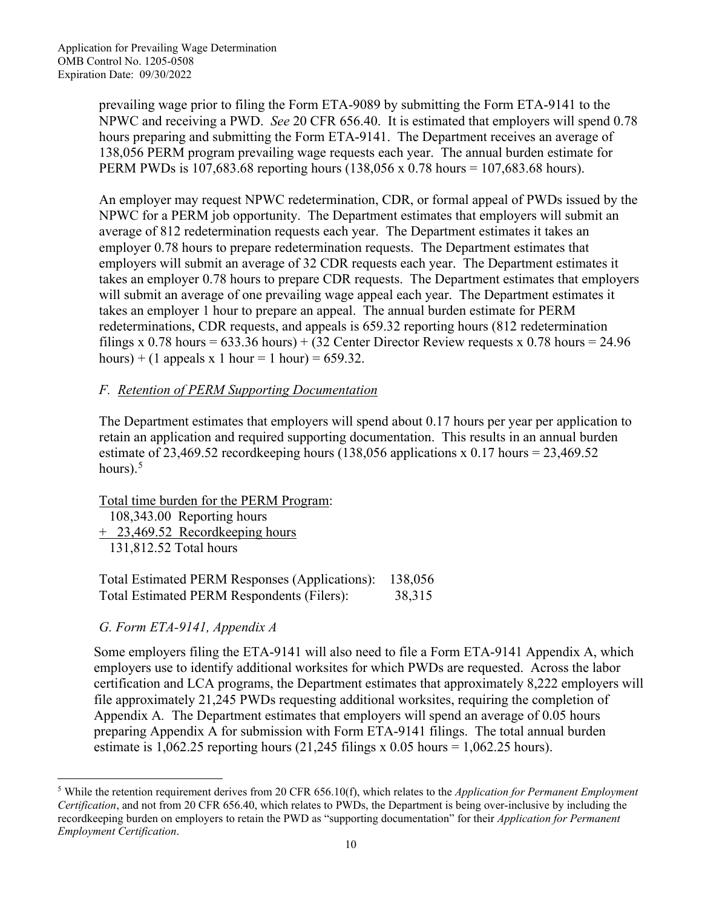prevailing wage prior to filing the Form ETA-9089 by submitting the Form ETA-9141 to the NPWC and receiving a PWD. *See* 20 CFR 656.40. It is estimated that employers will spend 0.78 hours preparing and submitting the Form ETA-9141. The Department receives an average of 138,056 PERM program prevailing wage requests each year. The annual burden estimate for PERM PWDs is 107,683.68 reporting hours (138,056 x 0.78 hours = 107,683.68 hours).

An employer may request NPWC redetermination, CDR, or formal appeal of PWDs issued by the NPWC for a PERM job opportunity. The Department estimates that employers will submit an average of 812 redetermination requests each year. The Department estimates it takes an employer 0.78 hours to prepare redetermination requests. The Department estimates that employers will submit an average of 32 CDR requests each year. The Department estimates it takes an employer 0.78 hours to prepare CDR requests. The Department estimates that employers will submit an average of one prevailing wage appeal each year. The Department estimates it takes an employer 1 hour to prepare an appeal. The annual burden estimate for PERM redeterminations, CDR requests, and appeals is 659.32 reporting hours (812 redetermination filings x 0.78 hours = 633.36 hours) + (32 Center Director Review requests x 0.78 hours = 24.96 hours) + (1 appeals x 1 hour = 1 hour) = 659.32.

### *F. Retention of PERM Supporting Documentation*

The Department estimates that employers will spend about 0.17 hours per year per application to retain an application and required supporting documentation. This results in an annual burden estimate of 23,469.52 recordkeeping hours (138,056 applications x 0.17 hours = 23,469.52 hours).[5]

Total time burden for the PERM Program:

108,343.00 Reporting hours
+ 23,469.52 Recordkeeping hours
131,812.52 Total hours

| | |
|---|---|
| Total Estimated PERM Responses (Applications): | 138,056 |
| Total Estimated PERM Respondents (Filers): | 38,315 |

### *G. Form ETA-9141, Appendix A*

Some employers filing the ETA-9141 will also need to file a Form ETA-9141 Appendix A, which employers use to identify additional worksites for which PWDs are requested. Across the labor certification and LCA programs, the Department estimates that approximately 8,222 employers will file approximately 21,245 PWDs requesting additional worksites, requiring the completion of Appendix A. The Department estimates that employers will spend an average of 0.05 hours preparing Appendix A for submission with Form ETA-9141 filings. The total annual burden estimate is 1,062.25 reporting hours (21,245 filings x 0.05 hours = 1,062.25 hours).

[5] While the retention requirement derives from 20 CFR 656.10(f), which relates to the *Application for Permanent Employment Certification*, and not from 20 CFR 656.40, which relates to PWDs, the Department is being over-inclusive by including the recordkeeping burden on employers to retain the PWD as "supporting documentation" for their *Application for Permanent Employment Certification*.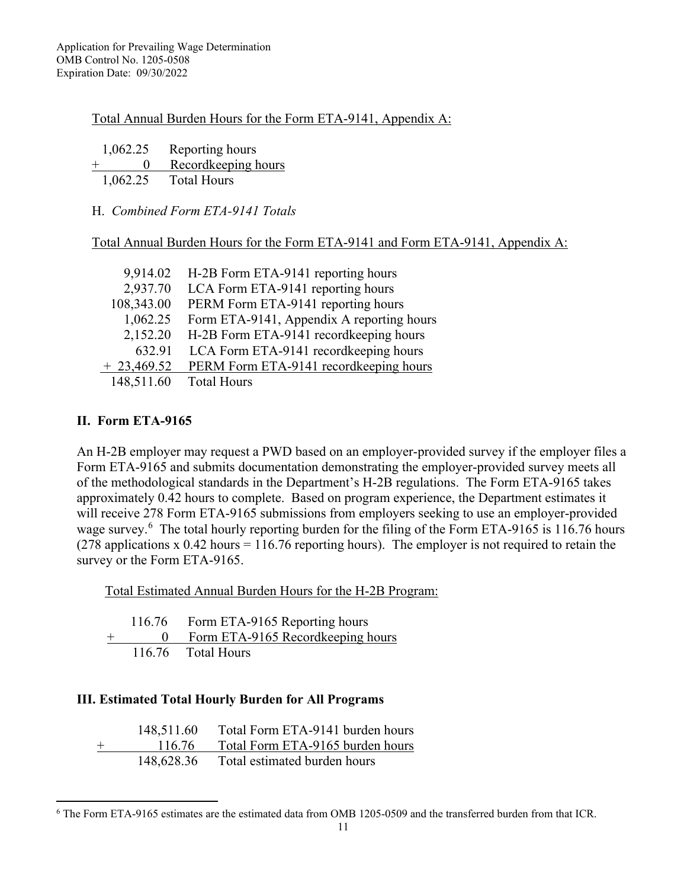Total Annual Burden Hours for the Form ETA-9141, Appendix A:

| | |
|---|---|
| 1,062.25 | Reporting hours |
| + 0 | Recordkeeping hours |
| 1,062.25 | Total Hours |

H. *Combined Form ETA-9141 Totals*

Total Annual Burden Hours for the Form ETA-9141 and Form ETA-9141, Appendix A:

| | |
|---|---|
| 9,914.02 | H-2B Form ETA-9141 reporting hours |
| 2,937.70 | LCA Form ETA-9141 reporting hours |
| 108,343.00 | PERM Form ETA-9141 reporting hours |
| 1,062.25 | Form ETA-9141, Appendix A reporting hours |
| 2,152.20 | H-2B Form ETA-9141 recordkeeping hours |
| 632.91 | LCA Form ETA-9141 recordkeeping hours |
| + 23,469.52 | PERM Form ETA-9141 recordkeeping hours |
| 148,511.60 | Total Hours |

## II. Form ETA-9165

An H-2B employer may request a PWD based on an employer-provided survey if the employer files a Form ETA-9165 and submits documentation demonstrating the employer-provided survey meets all of the methodological standards in the Department's H-2B regulations. The Form ETA-9165 takes approximately 0.42 hours to complete. Based on program experience, the Department estimates it will receive 278 Form ETA-9165 submissions from employers seeking to use an employer-provided wage survey.[6] The total hourly reporting burden for the filing of the Form ETA-9165 is 116.76 hours (278 applications x 0.42 hours = 116.76 reporting hours). The employer is not required to retain the survey or the Form ETA-9165.

Total Estimated Annual Burden Hours for the H-2B Program:

| | |
|---|---|
| 116.76 | Form ETA-9165 Reporting hours |
| + 0 | Form ETA-9165 Recordkeeping hours |
| 116.76 | Total Hours |

## III. Estimated Total Hourly Burden for All Programs

| | |
|---|---|
| 148,511.60 | Total Form ETA-9141 burden hours |
| + 116.76 | Total Form ETA-9165 burden hours |
| 148,628.36 | Total estimated burden hours |

[6] The Form ETA-9165 estimates are the estimated data from OMB 1205-0509 and the transferred burden from that ICR.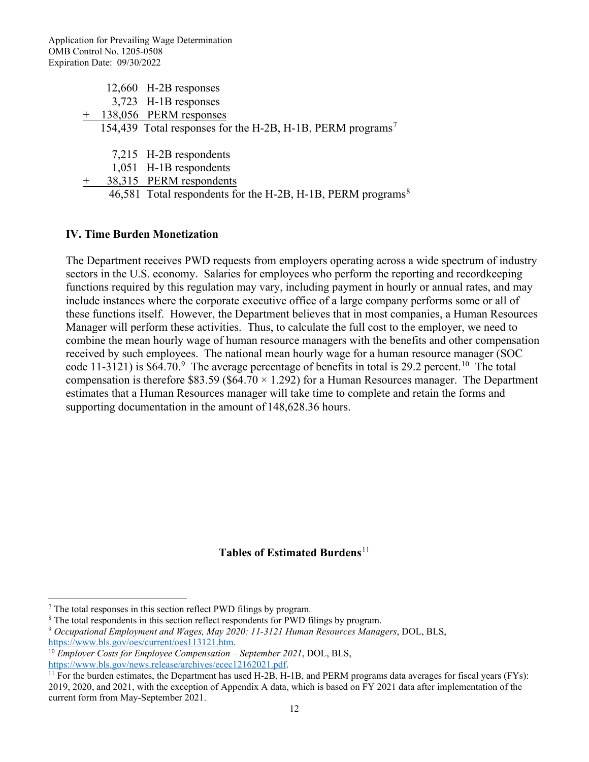12,660 H-2B responses
3,723 H-1B responses
\+ 138,056 PERM responses
154,439 Total responses for the H-2B, H-1B, PERM programs[7]

7,215 H-2B respondents
1,051 H-1B respondents
\+ 38,315 PERM respondents
46,581 Total respondents for the H-2B, H-1B, PERM programs[8]

### IV. Time Burden Monetization

The Department receives PWD requests from employers operating across a wide spectrum of industry sectors in the U.S. economy. Salaries for employees who perform the reporting and recordkeeping functions required by this regulation may vary, including payment in hourly or annual rates, and may include instances where the corporate executive office of a large company performs some or all of these functions itself. However, the Department believes that in most companies, a Human Resources Manager will perform these activities. Thus, to calculate the full cost to the employer, we need to combine the mean hourly wage of human resource managers with the benefits and other compensation received by such employees. The national mean hourly wage for a human resource manager (SOC code 11-3121) is $64.70.[9] The average percentage of benefits in total is 29.2 percent.[10] The total compensation is therefore $83.59 ($64.70 × 1.292) for a Human Resources manager. The Department estimates that a Human Resources manager will take time to complete and retain the forms and supporting documentation in the amount of 148,628.36 hours.

**Tables of Estimated Burdens**[11]

---

[7] The total responses in this section reflect PWD filings by program.

[8] The total respondents in this section reflect respondents for PWD filings by program.

[9] *Occupational Employment and Wages, May 2020: 11-3121 Human Resources Managers*, DOL, BLS, https://www.bls.gov/oes/current/oes113121.htm.

[10] *Employer Costs for Employee Compensation – September 2021*, DOL, BLS, https://www.bls.gov/news.release/archives/ecec12162021.pdf.

[11] For the burden estimates, the Department has used H-2B, H-1B, and PERM programs data averages for fiscal years (FYs): 2019, 2020, and 2021, with the exception of Appendix A data, which is based on FY 2021 data after implementation of the current form from May-September 2021.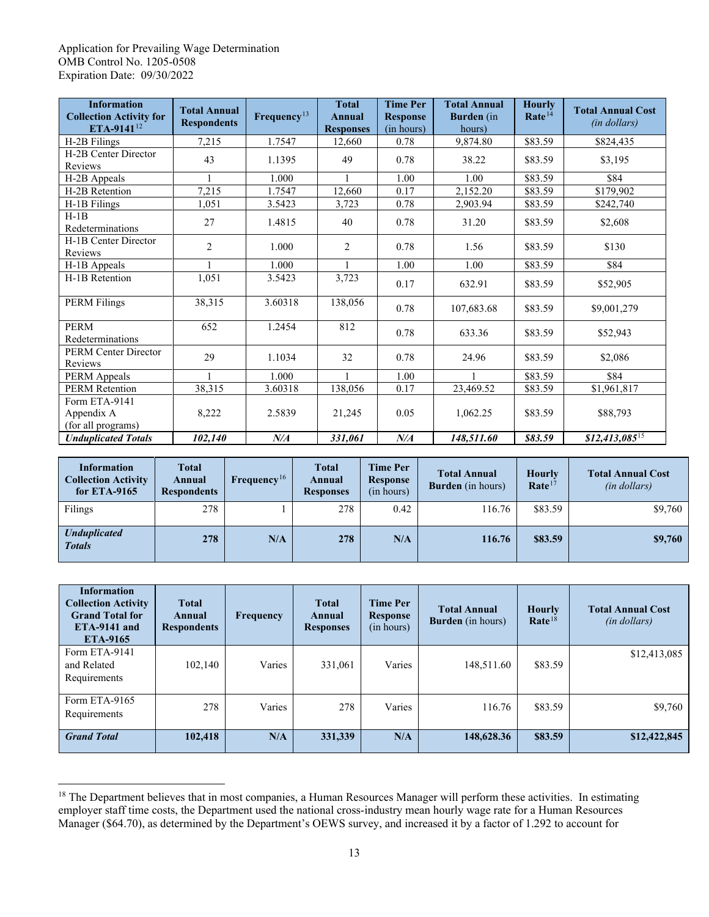| Information Collection Activity for ETA-9141[12] | Total Annual Respondents | Frequency[13] | Total Annual Responses | Time Per Response (in hours) | Total Annual Burden (in hours) | Hourly Rate[14] | Total Annual Cost *(in dollars)* |
|---|---|---|---|---|---|---|---|
| H-2B Filings | 7,215 | 1.7547 | 12,660 | 0.78 | 9,874.80 | $83.59 | $824,435 |
| H-2B Center Director Reviews | 43 | 1.1395 | 49 | 0.78 | 38.22 | $83.59 | $3,195 |
| H-2B Appeals | 1 | 1.000 | 1 | 1.00 | 1.00 | $83.59 | $84 |
| H-2B Retention | 7,215 | 1.7547 | 12,660 | 0.17 | 2,152.20 | $83.59 | $179,902 |
| H-1B Filings | 1,051 | 3.5423 | 3,723 | 0.78 | 2,903.94 | $83.59 | $242,740 |
| H-1B Redeterminations | 27 | 1.4815 | 40 | 0.78 | 31.20 | $83.59 | $2,608 |
| H-1B Center Director Reviews | 2 | 1.000 | 2 | 0.78 | 1.56 | $83.59 | $130 |
| H-1B Appeals | 1 | 1.000 | 1 | 1.00 | 1.00 | $83.59 | $84 |
| H-1B Retention | 1,051 | 3.5423 | 3,723 | 0.17 | 632.91 | $83.59 | $52,905 |
| PERM Filings | 38,315 | 3.60318 | 138,056 | 0.78 | 107,683.68 | $83.59 | $9,001,279 |
| PERM Redeterminations | 652 | 1.2454 | 812 | 0.78 | 633.36 | $83.59 | $52,943 |
| PERM Center Director Reviews | 29 | 1.1034 | 32 | 0.78 | 24.96 | $83.59 | $2,086 |
| PERM Appeals | 1 | 1.000 | 1 | 1.00 | 1 | $83.59 | $84 |
| PERM Retention | 38,315 | 3.60318 | 138,056 | 0.17 | 23,469.52 | $83.59 | $1,961,817 |
| Form ETA-9141 Appendix A (for all programs) | 8,222 | 2.5839 | 21,245 | 0.05 | 1,062.25 | $83.59 | $88,793 |
| ***Unduplicated Totals*** | ***102,140*** | ***N/A*** | ***331,061*** | ***N/A*** | ***148,511.60*** | ***$83.59*** | ***$12,413,085***[15] |

| Information Collection Activity for ETA-9165 | Total Annual Respondents | Frequency[16] | Total Annual Responses | Time Per Response (in hours) | Total Annual Burden (in hours) | Hourly Rate[17] | Total Annual Cost *(in dollars)* |
|---|---|---|---|---|---|---|---|
| Filings | 278 | 1 | 278 | 0.42 | 116.76 | $83.59 | $9,760 |
| ***Unduplicated Totals*** | **278** | **N/A** | **278** | **N/A** | **116.76** | **$83.59** | **$9,760** |

| Information Collection Activity Grand Total for ETA-9141 and ETA-9165 | Total Annual Respondents | Frequency | Total Annual Responses | Time Per Response (in hours) | Total Annual Burden (in hours) | Hourly Rate[18] | Total Annual Cost *(in dollars)* |
|---|---|---|---|---|---|---|---|
| Form ETA-9141 and Related Requirements | 102,140 | Varies | 331,061 | Varies | 148,511.60 | $83.59 | $12,413,085 |
| Form ETA-9165 Requirements | 278 | Varies | 278 | Varies | 116.76 | $83.59 | $9,760 |
| ***Grand Total*** | **102,418** | **N/A** | **331,339** | **N/A** | **148,628.36** | **$83.59** | **$12,422,845** |

[18] The Department believes that in most companies, a Human Resources Manager will perform these activities. In estimating employer staff time costs, the Department used the national cross-industry mean hourly wage rate for a Human Resources Manager ($64.70), as determined by the Department's OEWS survey, and increased it by a factor of 1.292 to account for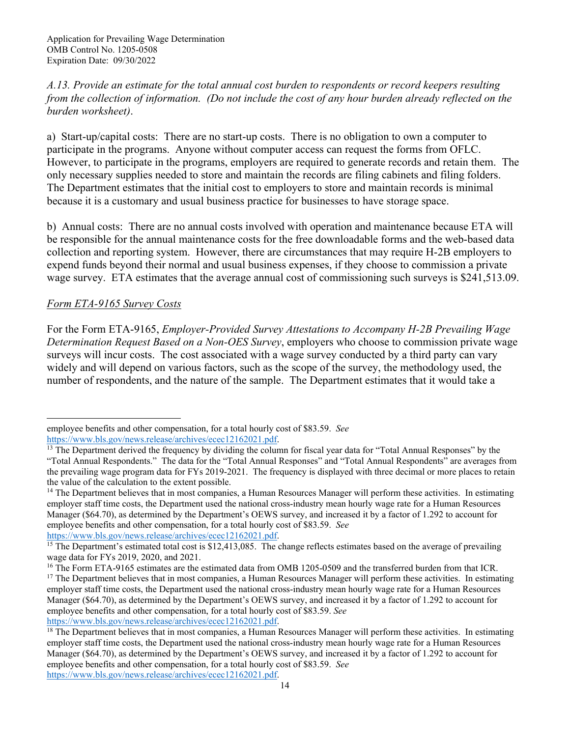*A.13. Provide an estimate for the total annual cost burden to respondents or record keepers resulting from the collection of information. (Do not include the cost of any hour burden already reflected on the burden worksheet)*.

a) Start-up/capital costs: There are no start-up costs. There is no obligation to own a computer to participate in the programs. Anyone without computer access can request the forms from OFLC. However, to participate in the programs, employers are required to generate records and retain them. The only necessary supplies needed to store and maintain the records are filing cabinets and filing folders. The Department estimates that the initial cost to employers to store and maintain records is minimal because it is a customary and usual business practice for businesses to have storage space.

b) Annual costs: There are no annual costs involved with operation and maintenance because ETA will be responsible for the annual maintenance costs for the free downloadable forms and the web-based data collection and reporting system. However, there are circumstances that may require H-2B employers to expend funds beyond their normal and usual business expenses, if they choose to commission a private wage survey. ETA estimates that the average annual cost of commissioning such surveys is $241,513.09.

<u>*Form ETA-9165 Survey Costs*</u>

For the Form ETA-9165, *Employer-Provided Survey Attestations to Accompany H-2B Prevailing Wage Determination Request Based on a Non-OES Survey*, employers who choose to commission private wage surveys will incur costs. The cost associated with a wage survey conducted by a third party can vary widely and will depend on various factors, such as the scope of the survey, the methodology used, the number of respondents, and the nature of the sample. The Department estimates that it would take a

---

employee benefits and other compensation, for a total hourly cost of $83.59. *See* https://www.bls.gov/news.release/archives/ecec12162021.pdf.

[13] The Department derived the frequency by dividing the column for fiscal year data for "Total Annual Responses" by the "Total Annual Respondents." The data for the "Total Annual Responses" and "Total Annual Respondents" are averages from the prevailing wage program data for FYs 2019-2021. The frequency is displayed with three decimal or more places to retain the value of the calculation to the extent possible.

[14] The Department believes that in most companies, a Human Resources Manager will perform these activities. In estimating employer staff time costs, the Department used the national cross-industry mean hourly wage rate for a Human Resources Manager ($64.70), as determined by the Department's OEWS survey, and increased it by a factor of 1.292 to account for employee benefits and other compensation, for a total hourly cost of $83.59. *See* https://www.bls.gov/news.release/archives/ecec12162021.pdf.

[15] The Department's estimated total cost is $12,413,085. The change reflects estimates based on the average of prevailing wage data for FYs 2019, 2020, and 2021.

[16] The Form ETA-9165 estimates are the estimated data from OMB 1205-0509 and the transferred burden from that ICR.

[17] The Department believes that in most companies, a Human Resources Manager will perform these activities. In estimating employer staff time costs, the Department used the national cross-industry mean hourly wage rate for a Human Resources Manager ($64.70), as determined by the Department's OEWS survey, and increased it by a factor of 1.292 to account for employee benefits and other compensation, for a total hourly cost of $83.59. *See* https://www.bls.gov/news.release/archives/ecec12162021.pdf.

[18] The Department believes that in most companies, a Human Resources Manager will perform these activities. In estimating employer staff time costs, the Department used the national cross-industry mean hourly wage rate for a Human Resources Manager ($64.70), as determined by the Department's OEWS survey, and increased it by a factor of 1.292 to account for employee benefits and other compensation, for a total hourly cost of $83.59. *See* https://www.bls.gov/news.release/archives/ecec12162021.pdf.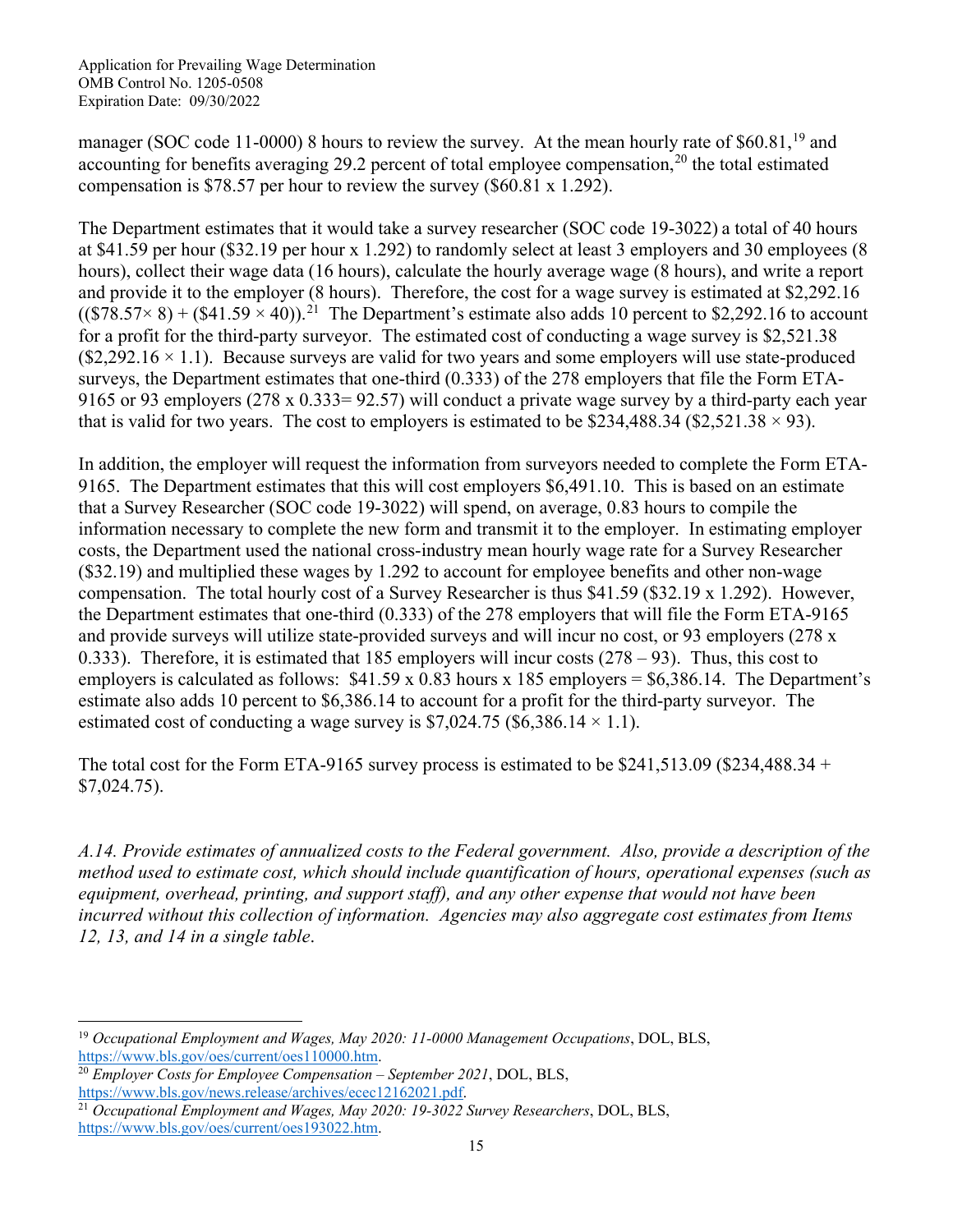manager (SOC code 11-0000) 8 hours to review the survey. At the mean hourly rate of \$60.81,[19] and accounting for benefits averaging 29.2 percent of total employee compensation,[20] the total estimated compensation is \$78.57 per hour to review the survey (\$60.81 x 1.292).

The Department estimates that it would take a survey researcher (SOC code 19-3022) a total of 40 hours at \$41.59 per hour (\$32.19 per hour x 1.292) to randomly select at least 3 employers and 30 employees (8 hours), collect their wage data (16 hours), calculate the hourly average wage (8 hours), and write a report and provide it to the employer (8 hours). Therefore, the cost for a wage survey is estimated at \$2,292.16 ((\$78.57× 8) + (\$41.59 × 40)).[21] The Department's estimate also adds 10 percent to \$2,292.16 to account for a profit for the third-party surveyor. The estimated cost of conducting a wage survey is \$2,521.38 (\$2,292.16 × 1.1). Because surveys are valid for two years and some employers will use state-produced surveys, the Department estimates that one-third (0.333) of the 278 employers that file the Form ETA-9165 or 93 employers (278 x 0.333= 92.57) will conduct a private wage survey by a third-party each year that is valid for two years. The cost to employers is estimated to be \$234,488.34 (\$2,521.38 × 93).

In addition, the employer will request the information from surveyors needed to complete the Form ETA-9165. The Department estimates that this will cost employers \$6,491.10. This is based on an estimate that a Survey Researcher (SOC code 19-3022) will spend, on average, 0.83 hours to compile the information necessary to complete the new form and transmit it to the employer. In estimating employer costs, the Department used the national cross-industry mean hourly wage rate for a Survey Researcher (\$32.19) and multiplied these wages by 1.292 to account for employee benefits and other non-wage compensation. The total hourly cost of a Survey Researcher is thus \$41.59 (\$32.19 x 1.292). However, the Department estimates that one-third (0.333) of the 278 employers that will file the Form ETA-9165 and provide surveys will utilize state-provided surveys and will incur no cost, or 93 employers (278 x 0.333). Therefore, it is estimated that 185 employers will incur costs (278 – 93). Thus, this cost to employers is calculated as follows: \$41.59 x 0.83 hours x 185 employers = \$6,386.14. The Department's estimate also adds 10 percent to \$6,386.14 to account for a profit for the third-party surveyor. The estimated cost of conducting a wage survey is \$7,024.75 (\$6,386.14 × 1.1).

The total cost for the Form ETA-9165 survey process is estimated to be \$241,513.09 (\$234,488.34 + \$7,024.75).

*A.14. Provide estimates of annualized costs to the Federal government. Also, provide a description of the method used to estimate cost, which should include quantification of hours, operational expenses (such as equipment, overhead, printing, and support staff), and any other expense that would not have been incurred without this collection of information. Agencies may also aggregate cost estimates from Items 12, 13, and 14 in a single table*.

---

[19] *Occupational Employment and Wages, May 2020: 11-0000 Management Occupations*, DOL, BLS, https://www.bls.gov/oes/current/oes110000.htm.

[20] *Employer Costs for Employee Compensation – September 2021*, DOL, BLS, https://www.bls.gov/news.release/archives/ecec12162021.pdf.

[21] *Occupational Employment and Wages, May 2020: 19-3022 Survey Researchers*, DOL, BLS, https://www.bls.gov/oes/current/oes193022.htm.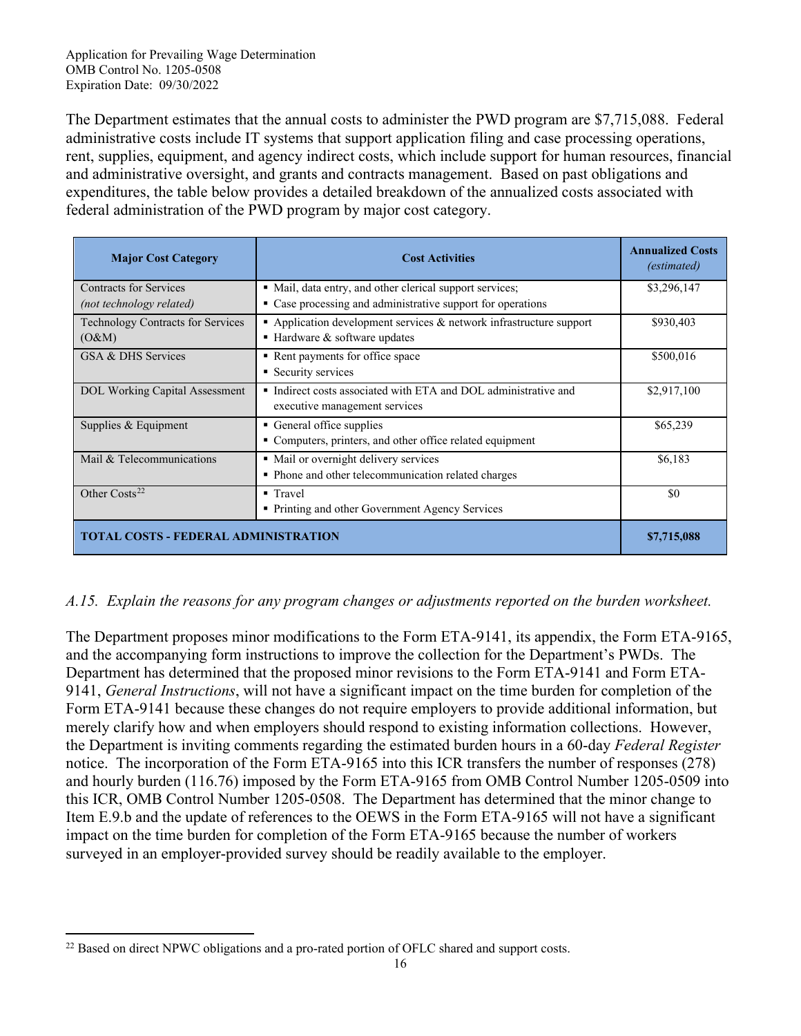The Department estimates that the annual costs to administer the PWD program are $7,715,088. Federal administrative costs include IT systems that support application filing and case processing operations, rent, supplies, equipment, and agency indirect costs, which include support for human resources, financial and administrative oversight, and grants and contracts management. Based on past obligations and expenditures, the table below provides a detailed breakdown of the annualized costs associated with federal administration of the PWD program by major cost category.

| Major Cost Category | Cost Activities | Annualized Costs *(estimated)* |
|---|---|---|
| Contracts for Services *(not technology related)* | ▪ Mail, data entry, and other clerical support services;<br>▪ Case processing and administrative support for operations | $3,296,147 |
| Technology Contracts for Services (O&M) | ▪ Application development services & network infrastructure support<br>▪ Hardware & software updates | $930,403 |
| GSA & DHS Services | ▪ Rent payments for office space<br>▪ Security services | $500,016 |
| DOL Working Capital Assessment | ▪ Indirect costs associated with ETA and DOL administrative and executive management services | $2,917,100 |
| Supplies & Equipment | ▪ General office supplies<br>▪ Computers, printers, and other office related equipment | $65,239 |
| Mail & Telecommunications | ▪ Mail or overnight delivery services<br>▪ Phone and other telecommunication related charges | $6,183 |
| Other Costs[22] | ▪ Travel<br>▪ Printing and other Government Agency Services | $0 |
| **TOTAL COSTS - FEDERAL ADMINISTRATION** | | **$7,715,088** |

*A.15. Explain the reasons for any program changes or adjustments reported on the burden worksheet.*

The Department proposes minor modifications to the Form ETA-9141, its appendix, the Form ETA-9165, and the accompanying form instructions to improve the collection for the Department's PWDs. The Department has determined that the proposed minor revisions to the Form ETA-9141 and Form ETA-9141, *General Instructions*, will not have a significant impact on the time burden for completion of the Form ETA-9141 because these changes do not require employers to provide additional information, but merely clarify how and when employers should respond to existing information collections. However, the Department is inviting comments regarding the estimated burden hours in a 60-day *Federal Register* notice. The incorporation of the Form ETA-9165 into this ICR transfers the number of responses (278) and hourly burden (116.76) imposed by the Form ETA-9165 from OMB Control Number 1205-0509 into this ICR, OMB Control Number 1205-0508. The Department has determined that the minor change to Item E.9.b and the update of references to the OEWS in the Form ETA-9165 will not have a significant impact on the time burden for completion of the Form ETA-9165 because the number of workers surveyed in an employer-provided survey should be readily available to the employer.

[22] Based on direct NPWC obligations and a pro-rated portion of OFLC shared and support costs.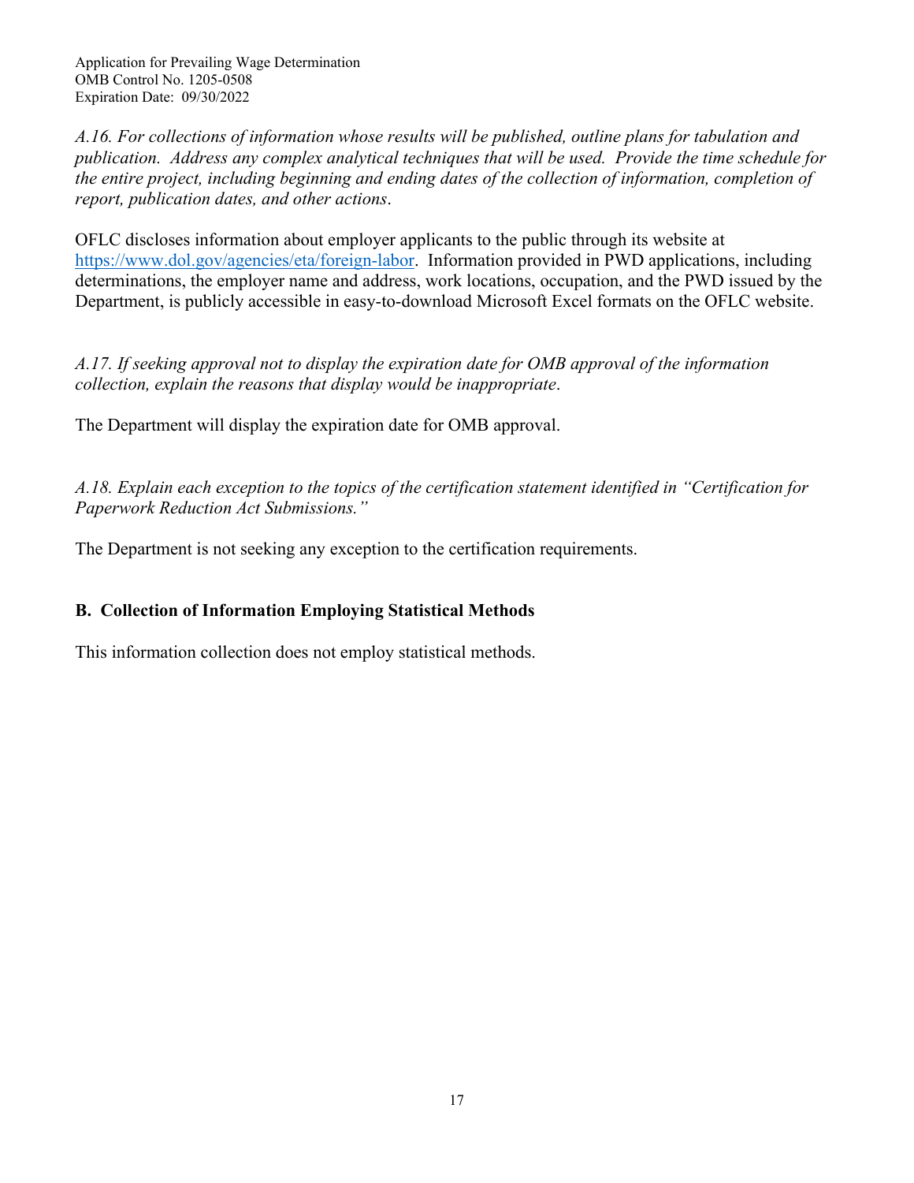*A.16. For collections of information whose results will be published, outline plans for tabulation and publication. Address any complex analytical techniques that will be used. Provide the time schedule for the entire project, including beginning and ending dates of the collection of information, completion of report, publication dates, and other actions.*

OFLC discloses information about employer applicants to the public through its website at [https://www.dol.gov/agencies/eta/foreign-labor](https://www.dol.gov/agencies/eta/foreign-labor). Information provided in PWD applications, including determinations, the employer name and address, work locations, occupation, and the PWD issued by the Department, is publicly accessible in easy-to-download Microsoft Excel formats on the OFLC website.

*A.17. If seeking approval not to display the expiration date for OMB approval of the information collection, explain the reasons that display would be inappropriate.*

The Department will display the expiration date for OMB approval.

*A.18. Explain each exception to the topics of the certification statement identified in "Certification for Paperwork Reduction Act Submissions."*

The Department is not seeking any exception to the certification requirements.

## B. Collection of Information Employing Statistical Methods

This information collection does not employ statistical methods.